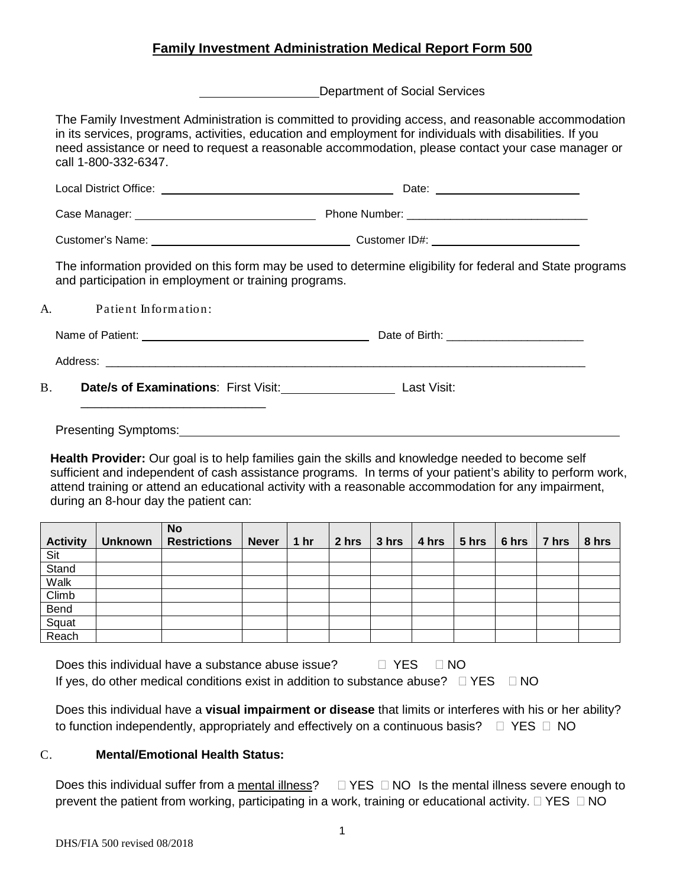# Family Investment Administration Medical Report Form 500

\_\_\_\_\_\_\_\_\_\_\_\_\_\_\_\_\_Department of Social Services

The Family Investment Administration is committed to providing access, and reasonable accommodation in its services, programs, activities, education and employment for individuals with disabilities. If you need assistance or need to request a reasonable accommodation, please contact your case manager or call 1-800-332-6347.

Local District Office: \_\_\_\_\_\_\_\_\_\_\_\_\_\_\_\_\_\_\_\_\_\_\_\_\_\_\_\_\_\_\_\_\_\_\_\_ Date: \_\_\_\_\_\_\_\_\_\_\_\_\_\_\_\_\_\_\_\_\_

Case Manager: \_\_\_\_\_\_\_\_\_\_\_\_\_\_\_\_\_\_\_\_\_\_\_\_\_\_\_\_ Phone Number: \_\_\_\_\_\_\_\_\_\_\_\_\_\_\_\_\_\_\_\_\_\_\_\_\_\_\_\_\_\_

Customer's Name: \_\_\_\_\_\_\_\_\_\_\_\_\_\_\_\_\_\_\_\_\_\_\_\_\_\_\_\_\_\_ Customer ID#: \_\_\_\_\_\_\_\_\_\_\_\_\_\_\_\_\_\_\_\_\_\_\_

The information provided on this form may be used to determine eligibility for federal and State programs and participation in employment or training programs.

A. Patient Information:

Name of Patient: \_\_\_\_\_\_\_\_\_\_\_\_\_\_\_\_\_\_\_\_\_\_\_\_\_\_\_\_\_\_\_\_\_\_ Date of Birth: \_\_\_\_\_\_\_\_\_\_\_\_\_\_\_\_\_\_\_\_\_\_

Address: \_\_\_\_\_\_\_\_\_\_\_\_\_\_\_\_\_\_\_\_\_\_\_\_\_\_\_\_\_\_\_\_\_\_\_\_\_\_\_\_\_\_\_\_\_\_\_\_\_\_\_\_\_\_\_\_\_\_\_\_\_\_\_\_\_\_\_\_\_\_\_\_\_\_\_\_\_\_

B. **Date/s of Examinations**: First Visit:\_\_\_\_\_\_\_\_\_\_\_\_\_\_\_\_ Last Visit: \_\_\_\_\_\_\_\_\_\_\_\_\_\_\_\_\_\_\_\_\_\_\_\_\_\_\_\_

Presenting Symptoms:\_\_\_\_\_\_\_\_\_\_\_\_\_\_\_\_\_\_\_\_\_\_\_\_\_\_\_\_\_\_\_\_\_\_\_\_\_\_\_\_\_\_\_\_\_\_\_\_\_\_\_\_\_\_\_\_\_\_\_\_\_\_

**Health Provider:** Our goal is to help families gain the skills and knowledge needed to become self sufficient and independent of cash assistance programs. In terms of your patient's ability to perform work, attend training or attend an educational activity with a reasonable accommodation for any impairment, during an 8-hour day the patient can:

| Activity | Unknown | No Restrictions | Never | 1 hr | 2 hrs | 3 hrs | 4 hrs | 5 hrs | 6 hrs | 7 hrs | 8 hrs |
|---|---|---|---|---|---|---|---|---|---|---|---|
| Sit | | | | | | | | | | | |
| Stand | | | | | | | | | | | |
| Walk | | | | | | | | | | | |
| Climb | | | | | | | | | | | |
| Bend | | | | | | | | | | | |
| Squat | | | | | | | | | | | |
| Reach | | | | | | | | | | | |

Does this individual have a substance abuse issue? ☐ YES ☐ NO
If yes, do other medical conditions exist in addition to substance abuse? ☐ YES ☐ NO

Does this individual have a **visual impairment or disease** that limits or interferes with his or her ability? to function independently, appropriately and effectively on a continuous basis? ☐ YES ☐ NO

C. **Mental/Emotional Health Status:**

Does this individual suffer from a mental illness? ☐ YES ☐ NO Is the mental illness severe enough to prevent the patient from working, participating in a work, training or educational activity. ☐ YES ☐ NO

DHS/FIA 500 revised 08/2018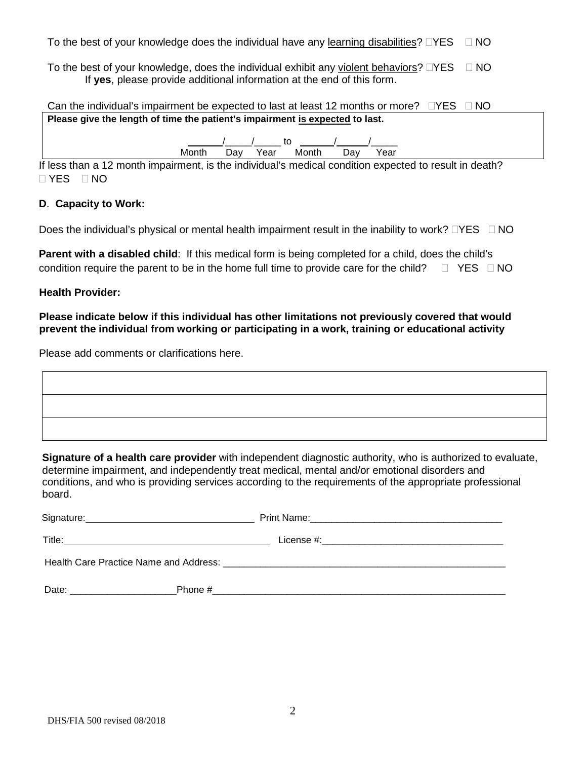To the best of your knowledge does the individual have any <u>learning disabilities</u>? ☐YES ☐ NO

To the best of your knowledge, does the individual exhibit any <u>violent behaviors</u>? ☐YES ☐ NO
If **yes**, please provide additional information at the end of this form.

Can the individual's impairment be expected to last at least 12 months or more? ☐YES ☐ NO

| **Please give the length of time the patient's impairment <u>is expected</u> to last.** |
|---|
| ______/_____/_____ to ______/______/_____<br>Month Day Year Month Day Year |

If less than a 12 month impairment, is the individual's medical condition expected to result in death?
☐ YES ☐ NO

**D**. **Capacity to Work:**

Does the individual's physical or mental health impairment result in the inability to work? ☐YES ☐ NO

**Parent with a disabled child**: If this medical form is being completed for a child, does the child's condition require the parent to be in the home full time to provide care for the child? ☐ YES ☐ NO

**Health Provider:**

**Please indicate below if this individual has other limitations not previously covered that would prevent the individual from working or participating in a work, training or educational activity**

Please add comments or clarifications here.

| |
|---|
| |
| |
| |

**Signature of a health care provider** with independent diagnostic authority, who is authorized to evaluate, determine impairment, and independently treat medical, mental and/or emotional disorders and conditions, and who is providing services according to the requirements of the appropriate professional board.

Signature:________________________________ Print Name:____________________________________

Title:______________________________________ License #:__________________________________

Health Care Practice Name and Address: ______________________________________________________

Date: ____________________Phone #_________________________________________________________

DHS/FIA 500 revised 08/2018